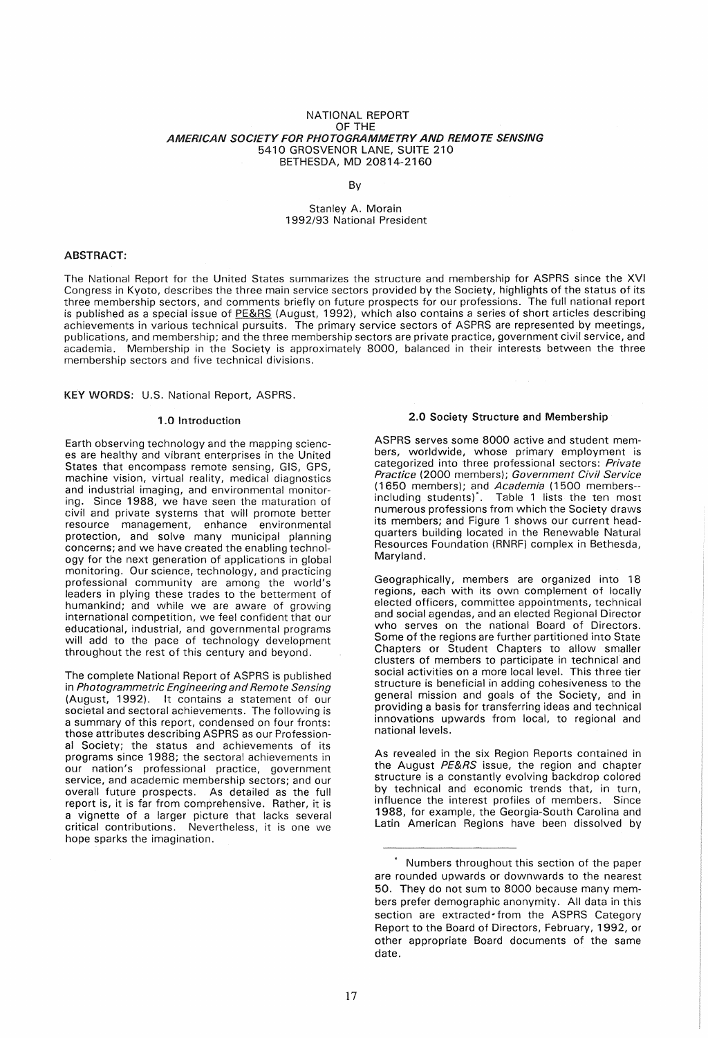# NATIONAL REPORT OF THE *AMERICAN SOCIETY FOR PHOTOGRAMMETRY AND REMOTE SENSING*

5410 GROSVENOR LANE, SUITE 210
BETHESDA, MD 20814-2160

By

Stanley A. Morain
1992/93 National President

**ABSTRACT:**

The National Report for the United States summarizes the structure and membership for ASPRS since the XVI Congress in Kyoto, describes the three main service sectors provided by the Society, highlights of the status of its three membership sectors, and comments briefly on future prospects for our professions. The full national report is published as a special issue of PE&RS (August, 1992), which also contains a series of short articles describing achievements in various technical pursuits. The primary service sectors of ASPRS are represented by meetings, publications, and membership; and the three membership sectors are private practice, government civil service, and academia. Membership in the Society is approximately 8000, balanced in their interests between the three membership sectors and five technical divisions.

**KEY WORDS:** U.S. National Report, ASPRS.

## 1.0 Introduction

Earth observing technology and the mapping sciences are healthy and vibrant enterprises in the United States that encompass remote sensing, GIS, GPS, machine vision, virtual reality, medical diagnostics and industrial imaging, and environmental monitoring. Since 1988, we have seen the maturation of civil and private systems that will promote better resource management, enhance environmental protection, and solve many municipal planning concerns; and we have created the enabling technology for the next generation of applications in global monitoring. Our science, technology, and practicing professional community are among the world's leaders in plying these trades to the betterment of humankind; and while we are aware of growing international competition, we feel confident that our educational, industrial, and governmental programs will add to the pace of technology development throughout the rest of this century and beyond.

The complete National Report of ASPRS is published in *Photogrammetric Engineering and Remote Sensing* (August, 1992). It contains a statement of our societal and sectoral achievements. The following is a summary of this report, condensed on four fronts: those attributes describing ASPRS as our Professional Society; the status and achievements of its programs since 1988; the sectoral achievements in our nation's professional practice, government service, and academic membership sectors; and our overall future prospects. As detailed as the full report is, it is far from comprehensive. Rather, it is a vignette of a larger picture that lacks several critical contributions. Nevertheless, it is one we hope sparks the imagination.

## 2.0 Society Structure and Membership

ASPRS serves some 8000 active and student members, worldwide, whose primary employment is categorized into three professional sectors: *Private Practice* (2000 members); *Government Civil Service* (1650 members); and *Academia* (1500 members--including students)*. Table 1 lists the ten most numerous professions from which the Society draws its members; and Figure 1 shows our current headquarters building located in the Renewable Natural Resources Foundation (RNRF) complex in Bethesda, Maryland.

Geographically, members are organized into 18 regions, each with its own complement of locally elected officers, committee appointments, technical and social agendas, and an elected Regional Director who serves on the national Board of Directors. Some of the regions are further partitioned into State Chapters or Student Chapters to allow smaller clusters of members to participate in technical and social activities on a more local level. This three tier structure is beneficial in adding cohesiveness to the general mission and goals of the Society, and in providing a basis for transferring ideas and technical innovations upwards from local, to regional and national levels.

As revealed in the six Region Reports contained in the August *PE&RS* issue, the region and chapter structure is a constantly evolving backdrop colored by technical and economic trends that, in turn, influence the interest profiles of members. Since 1988, for example, the Georgia-South Carolina and Latin American Regions have been dissolved by

---

\* Numbers throughout this section of the paper are rounded upwards or downwards to the nearest 50. They do not sum to 8000 because many members prefer demographic anonymity. All data in this section are extracted from the ASPRS Category Report to the Board of Directors, February, 1992, or other appropriate Board documents of the same date.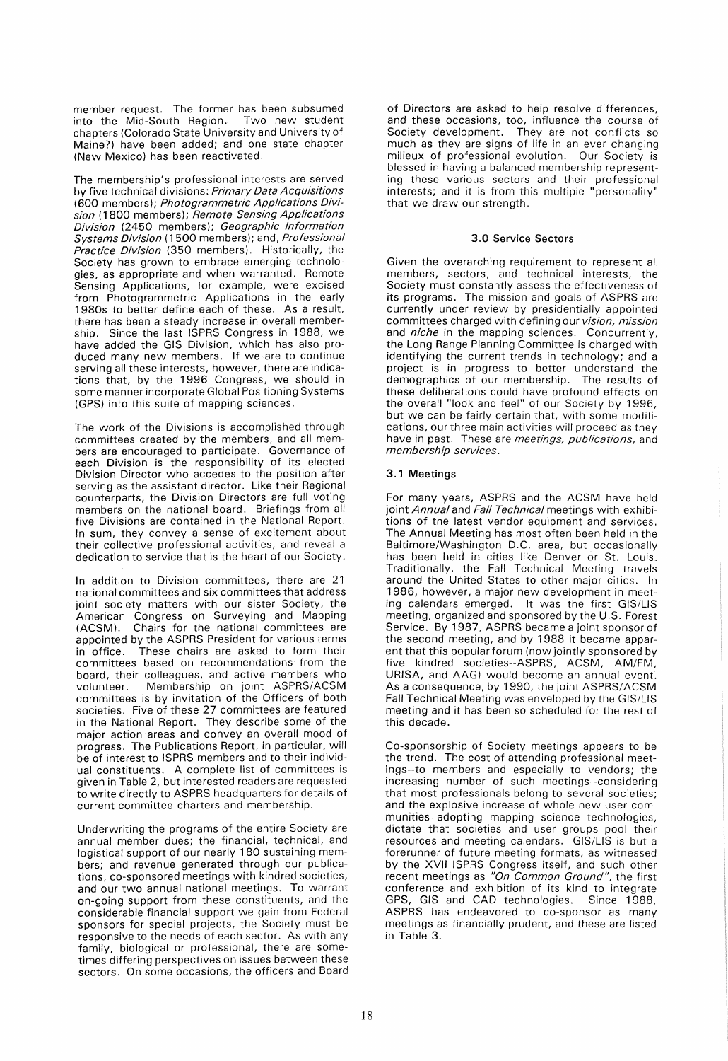member request. The former has been subsumed into the Mid-South Region. Two new student chapters (Colorado State University and University of Maine?) have been added; and one state chapter (New Mexico) has been reactivated.

The membership's professional interests are served by five technical divisions: *Primary Data Acquisitions* (600 members); *Photogrammetric Applications Division* (1800 members); *Remote Sensing Applications Division* (2450 members); *Geographic Information Systems Division* (1500 members); and, *Professional Practice Division* (350 members). Historically, the Society has grown to embrace emerging technologies, as appropriate and when warranted. Remote Sensing Applications, for example, were excised from Photogrammetric Applications in the early 1980s to better define each of these. As a result, there has been a steady increase in overall membership. Since the last ISPRS Congress in 1988, we have added the GIS Division, which has also produced many new members. If we are to continue serving all these interests, however, there are indications that, by the 1996 Congress, we should in some manner incorporate Global Positioning Systems (GPS) into this suite of mapping sciences.

The work of the Divisions is accomplished through committees created by the members, and all members are encouraged to participate. Governance of each Division is the responsibility of its elected Division Director who accedes to the position after serving as the assistant director. Like their Regional counterparts, the Division Directors are full voting members on the national board. Briefings from all five Divisions are contained in the National Report. In sum, they convey a sense of excitement about their collective professional activities, and reveal a dedication to service that is the heart of our Society.

In addition to Division committees, there are 21 national committees and six committees that address joint society matters with our sister Society, the American Congress on Surveying and Mapping (ACSM). Chairs for the national committees are appointed by the ASPRS President for various terms in office. These chairs are asked to form their committees based on recommendations from the board, their colleagues, and active members who volunteer. Membership on joint ASPRS/ACSM committees is by invitation of the Officers of both societies. Five of these 27 committees are featured in the National Report. They describe some of the major action areas and convey an overall mood of progress. The Publications Report, in particular, will be of interest to ISPRS members and to their individual constituents. A complete list of committees is given in Table 2, but interested readers are requested to write directly to ASPRS headquarters for details of current committee charters and membership.

Underwriting the programs of the entire Society are annual member dues; the financial, technical, and logistical support of our nearly 180 sustaining members; and revenue generated through our publications, co-sponsored meetings with kindred societies, and our two annual national meetings. To warrant on-going support from these constituents, and the considerable financial support we gain from Federal sponsors for special projects, the Society must be responsive to the needs of each sector. As with any family, biological or professional, there are sometimes differing perspectives on issues between these sectors. On some occasions, the officers and Board of Directors are asked to help resolve differences, and these occasions, too, influence the course of Society development. They are not conflicts so much as they are signs of life in an ever changing milieux of professional evolution. Our Society is blessed in having a balanced membership representing these various sectors and their professional interests; and it is from this multiple "personality" that we draw our strength.

### 3.0 Service Sectors

Given the overarching requirement to represent all members, sectors, and technical interests, the Society must constantly assess the effectiveness of its programs. The mission and goals of ASPRS are currently under review by presidentially appointed committees charged with defining our *vision, mission* and *niche* in the mapping sciences. Concurrently, the Long Range Planning Committee is charged with identifying the current trends in technology; and a project is in progress to better understand the demographics of our membership. The results of these deliberations could have profound effects on the overall "look and feel" of our Society by 1996, but we can be fairly certain that, with some modifications, our three main activities will proceed as they have in past. These are *meetings, publications*, and *membership services*.

### 3.1 Meetings

For many years, ASPRS and the ACSM have held joint *Annual* and *Fall Technical* meetings with exhibitions of the latest vendor equipment and services. The Annual Meeting has most often been held in the Baltimore/Washington D.C. area, but occasionally has been held in cities like Denver or St. Louis. Traditionally, the Fall Technical Meeting travels around the United States to other major cities. In 1986, however, a major new development in meeting calendars emerged. It was the first GIS/LIS meeting, organized and sponsored by the U.S. Forest Service. By 1987, ASPRS became a joint sponsor of the second meeting, and by 1988 it became apparent that this popular forum (now jointly sponsored by five kindred societies--ASPRS, ACSM, AM/FM, URISA, and AAG) would become an annual event. As a consequence, by 1990, the joint ASPRS/ACSM Fall Technical Meeting was enveloped by the GIS/LIS meeting and it has been so scheduled for the rest of this decade.

Co-sponsorship of Society meetings appears to be the trend. The cost of attending professional meetings--to members and especially to vendors; the increasing number of such meetings--considering that most professionals belong to several societies; and the explosive increase of whole new user communities adopting mapping science technologies, dictate that societies and user groups pool their resources and meeting calendars. GIS/LIS is but a forerunner of future meeting formats, as witnessed by the XVII ISPRS Congress itself, and such other recent meetings as *"On Common Ground"*, the first conference and exhibition of its kind to integrate GPS, GIS and CAD technologies. Since 1988, ASPRS has endeavored to co-sponsor as many meetings as financially prudent, and these are listed in Table 3.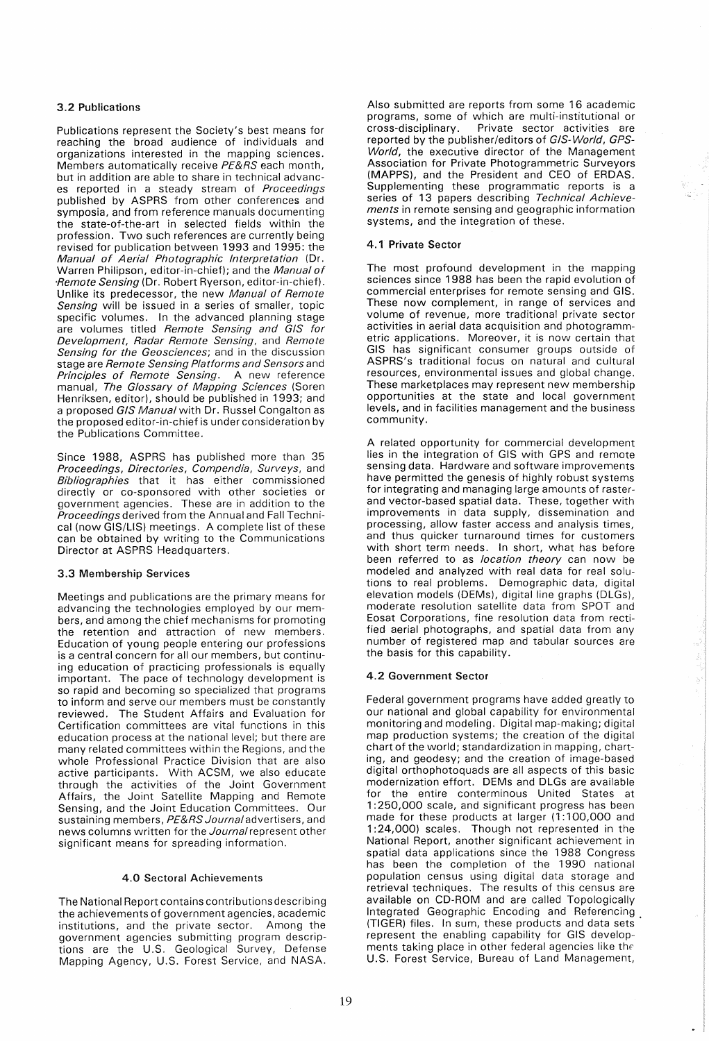### 3.2 Publications

Publications represent the Society's best means for reaching the broad audience of individuals and organizations interested in the mapping sciences. Members automatically receive *PE&RS* each month, but in addition are able to share in technical advances reported in a steady stream of *Proceedings* published by ASPRS from other conferences and symposia, and from reference manuals documenting the state-of-the-art in selected fields within the profession. Two such references are currently being revised for publication between 1993 and 1995: the *Manual of Aerial Photographic Interpretation* (Dr. Warren Philipson, editor-in-chief); and the *Manual of Remote Sensing* (Dr. Robert Ryerson, editor-in-chief). Unlike its predecessor, the new *Manual of Remote Sensing* will be issued in a series of smaller, topic specific volumes. In the advanced planning stage are volumes titled *Remote Sensing and GIS for Development*, *Radar Remote Sensing*, and *Remote Sensing for the Geosciences*; and in the discussion stage are *Remote Sensing Platforms and Sensors* and *Principles of Remote Sensing*. A new reference manual, *The Glossary of Mapping Sciences* (Soren Henriksen, editor), should be published in 1993; and a proposed *GIS Manual* with Dr. Russel Congalton as the proposed editor-in-chief is under consideration by the Publications Committee.

Since 1988, ASPRS has published more than 35 *Proceedings*, *Directories*, *Compendia*, *Surveys*, and *Bibliographies* that it has either commissioned directly or co-sponsored with other societies or government agencies. These are in addition to the *Proceedings* derived from the Annual and Fall Technical (now GIS/LIS) meetings. A complete list of these can be obtained by writing to the Communications Director at ASPRS Headquarters.

### 3.3 Membership Services

Meetings and publications are the primary means for advancing the technologies employed by our members, and among the chief mechanisms for promoting the retention and attraction of new members. Education of young people entering our professions is a central concern for all our members, but continuing education of practicing professionals is equally important. The pace of technology development is so rapid and becoming so specialized that programs to inform and serve our members must be constantly reviewed. The Student Affairs and Evaluation for Certification committees are vital functions in this education process at the national level; but there are many related committees within the Regions, and the whole Professional Practice Division that are also active participants. With ACSM, we also educate through the activities of the Joint Government Affairs, the Joint Satellite Mapping and Remote Sensing, and the Joint Education Committees. Our sustaining members, *PE&RS Journal* advertisers, and news columns written for the *Journal* represent other significant means for spreading information.

## 4.0 Sectoral Achievements

The National Report contains contributions describing the achievements of government agencies, academic institutions, and the private sector. Among the government agencies submitting program descriptions are the U.S. Geological Survey, Defense Mapping Agency, U.S. Forest Service, and NASA. Also submitted are reports from some 16 academic programs, some of which are multi-institutional or cross-disciplinary. Private sector activities are reported by the publisher/editors of *GIS-World*, *GPS-World*, the executive director of the Management Association for Private Photogrammetric Surveyors (MAPPS), and the President and CEO of ERDAS. Supplementing these programmatic reports is a series of 13 papers describing *Technical Achievements* in remote sensing and geographic information systems, and the integration of these.

### 4.1 Private Sector

The most profound development in the mapping sciences since 1988 has been the rapid evolution of commercial enterprises for remote sensing and GIS. These now complement, in range of services and volume of revenue, more traditional private sector activities in aerial data acquisition and photogrammetric applications. Moreover, it is now certain that GIS has significant consumer groups outside of ASPRS's traditional focus on natural and cultural resources, environmental issues and global change. These marketplaces may represent new membership opportunities at the state and local government levels, and in facilities management and the business community.

A related opportunity for commercial development lies in the integration of GIS with GPS and remote sensing data. Hardware and software improvements have permitted the genesis of highly robust systems for integrating and managing large amounts of raster- and vector-based spatial data. These, together with improvements in data supply, dissemination and processing, allow faster access and analysis times, and thus quicker turnaround times for customers with short term needs. In short, what has before been referred to as *location theory* can now be modeled and analyzed with real data for real solutions to real problems. Demographic data, digital elevation models (DEMs), digital line graphs (DLGs), moderate resolution satellite data from SPOT and Eosat Corporations, fine resolution data from rectified aerial photographs, and spatial data from any number of registered map and tabular sources are the basis for this capability.

### 4.2 Government Sector

Federal government programs have added greatly to our national and global capability for environmental monitoring and modeling. Digital map-making; digital map production systems; the creation of the digital chart of the world; standardization in mapping, charting, and geodesy; and the creation of image-based digital orthophotoquads are all aspects of this basic modernization effort. DEMs and DLGs are available for the entire conterminous United States at 1:250,000 scale, and significant progress has been made for these products at larger (1:100,000 and 1:24,000) scales. Though not represented in the National Report, another significant achievement in spatial data applications since the 1988 Congress has been the completion of the 1990 national population census using digital data storage and retrieval techniques. The results of this census are available on CD-ROM and are called Topologically Integrated Geographic Encoding and Referencing (TIGER) files. In sum, these products and data sets represent the enabling capability for GIS developments taking place in other federal agencies like the U.S. Forest Service, Bureau of Land Management,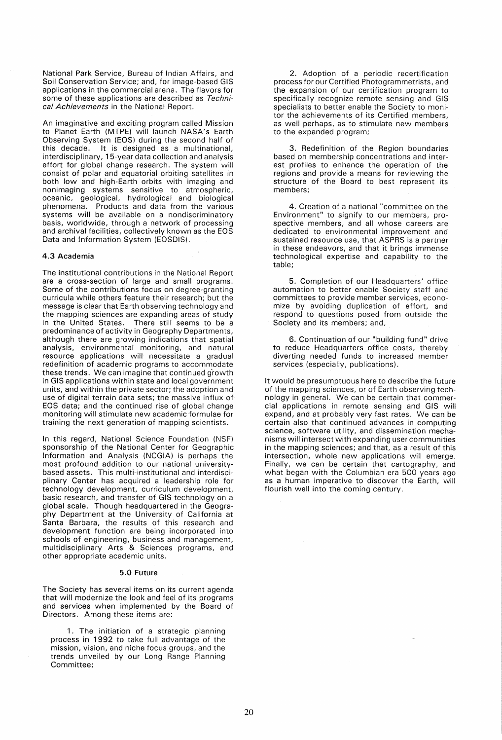National Park Service, Bureau of Indian Affairs, and Soil Conservation Service; and, for image-based GIS applications in the commercial arena. The flavors for some of these applications are described as *Technical Achievements* in the National Report.

An imaginative and exciting program called Mission to Planet Earth (MTPE) will launch NASA's Earth Observing System (EOS) during the second half of this decade. It is designed as a multinational, interdisciplinary, 15-year data collection and analysis effort for global change research. The system will consist of polar and equatorial orbiting satellites in both low and high-Earth orbits with imaging and nonimaging systems sensitive to atmospheric, oceanic, geological, hydrological and biological phenomena. Products and data from the various systems will be available on a nondiscriminatory basis, worldwide, through a network of processing and archival facilities, collectively known as the EOS Data and Information System (EOSDIS).

### 4.3 Academia

The institutional contributions in the National Report are a cross-section of large and small programs. Some of the contributions focus on degree-granting curricula while others feature their research; but the message is clear that Earth observing technology and the mapping sciences are expanding areas of study in the United States. There still seems to be a predominance of activity in Geography Departments, although there are growing indications that spatial analysis, environmental monitoring, and natural resource applications will necessitate a gradual redefinition of academic programs to accommodate these trends. We can imagine that continued growth in GIS applications within state and local government units, and within the private sector; the adoption and use of digital terrain data sets; the massive influx of EOS data; and the continued rise of global change monitoring will stimulate new academic formulae for training the next generation of mapping scientists.

In this regard, National Science Foundation (NSF) sponsorship of the National Center for Geographic Information and Analysis (NCGIA) is perhaps the most profound addition to our national university-based assets. This multi-institutional and interdisciplinary Center has acquired a leadership role for technology development, curriculum development, basic research, and transfer of GIS technology on a global scale. Though headquartered in the Geography Department at the University of California at Santa Barbara, the results of this research and development function are being incorporated into schools of engineering, business and management, multidisciplinary Arts & Sciences programs, and other appropriate academic units.

## 5.0 Future

The Society has several items on its current agenda that will modernize the look and feel of its programs and services when implemented by the Board of Directors. Among these items are:

1. The initiation of a strategic planning process in 1992 to take full advantage of the mission, vision, and niche focus groups, and the trends unveiled by our Long Range Planning Committee;

2. Adoption of a periodic recertification process for our Certified Photogrammetrists, and the expansion of our certification program to specifically recognize remote sensing and GIS specialists to better enable the Society to monitor the achievements of its Certified members, as well perhaps, as to stimulate new members to the expanded program;

3. Redefinition of the Region boundaries based on membership concentrations and interest profiles to enhance the operation of the regions and provide a means for reviewing the structure of the Board to best represent its members;

4. Creation of a national "committee on the Environment" to signify to our members, prospective members, and all whose careers are dedicated to environmental improvement and sustained resource use, that ASPRS is a partner in these endeavors, and that it brings immense technological expertise and capability to the table;

5. Completion of our Headquarters' office automation to better enable Society staff and committees to provide member services, economize by avoiding duplication of effort, and respond to questions posed from outside the Society and its members; and,

6. Continuation of our "building fund" drive to reduce Headquarters office costs, thereby diverting needed funds to increased member services (especially, publications).

It would be presumptuous here to describe the future of the mapping sciences, or of Earth observing technology in general. We can be certain that commercial applications in remote sensing and GIS will expand, and at probably very fast rates. We can be certain also that continued advances in computing science, software utility, and dissemination mechanisms will intersect with expanding user communities in the mapping sciences; and that, as a result of this intersection, whole new applications will emerge. Finally, we can be certain that cartography, and what began with the Columbian era 500 years ago as a human imperative to discover the Earth, will flourish well into the coming century.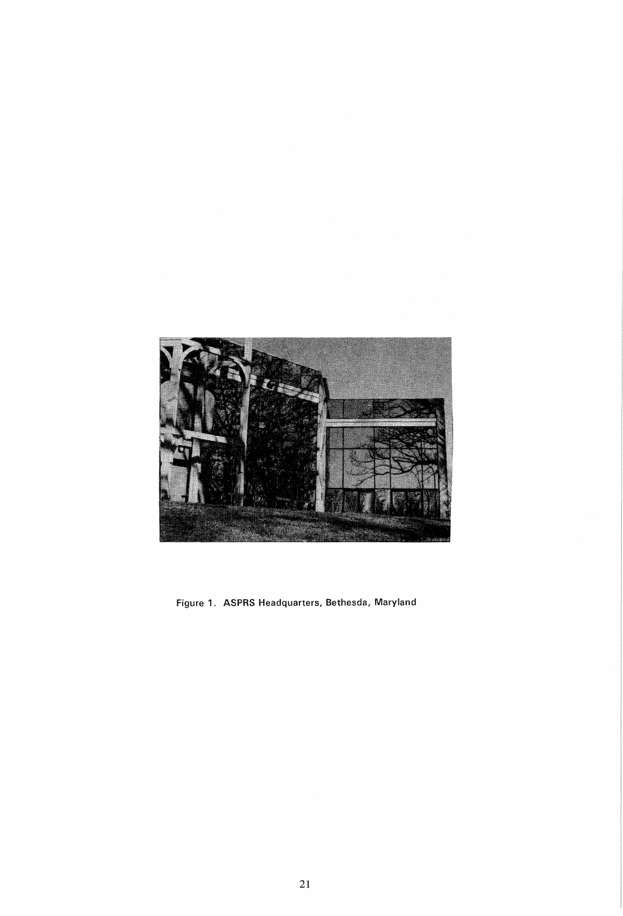Figure 1. ASPRS Headquarters, Bethesda, Maryland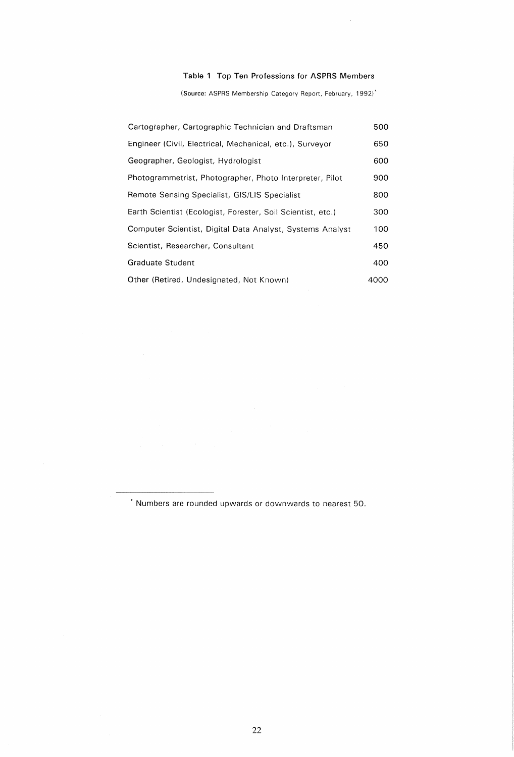**Table 1 Top Ten Professions for ASPRS Members**

(Source: ASPRS Membership Category Report, February, 1992)*

| Profession | Number |
|---|---|
| Cartographer, Cartographic Technician and Draftsman | 500 |
| Engineer (Civil, Electrical, Mechanical, etc.), Surveyor | 650 |
| Geographer, Geologist, Hydrologist | 600 |
| Photogrammetrist, Photographer, Photo Interpreter, Pilot | 900 |
| Remote Sensing Specialist, GIS/LIS Specialist | 800 |
| Earth Scientist (Ecologist, Forester, Soil Scientist, etc.) | 300 |
| Computer Scientist, Digital Data Analyst, Systems Analyst | 100 |
| Scientist, Researcher, Consultant | 450 |
| Graduate Student | 400 |
| Other (Retired, Undesignated, Not Known) | 4000 |

* Numbers are rounded upwards or downwards to nearest 50.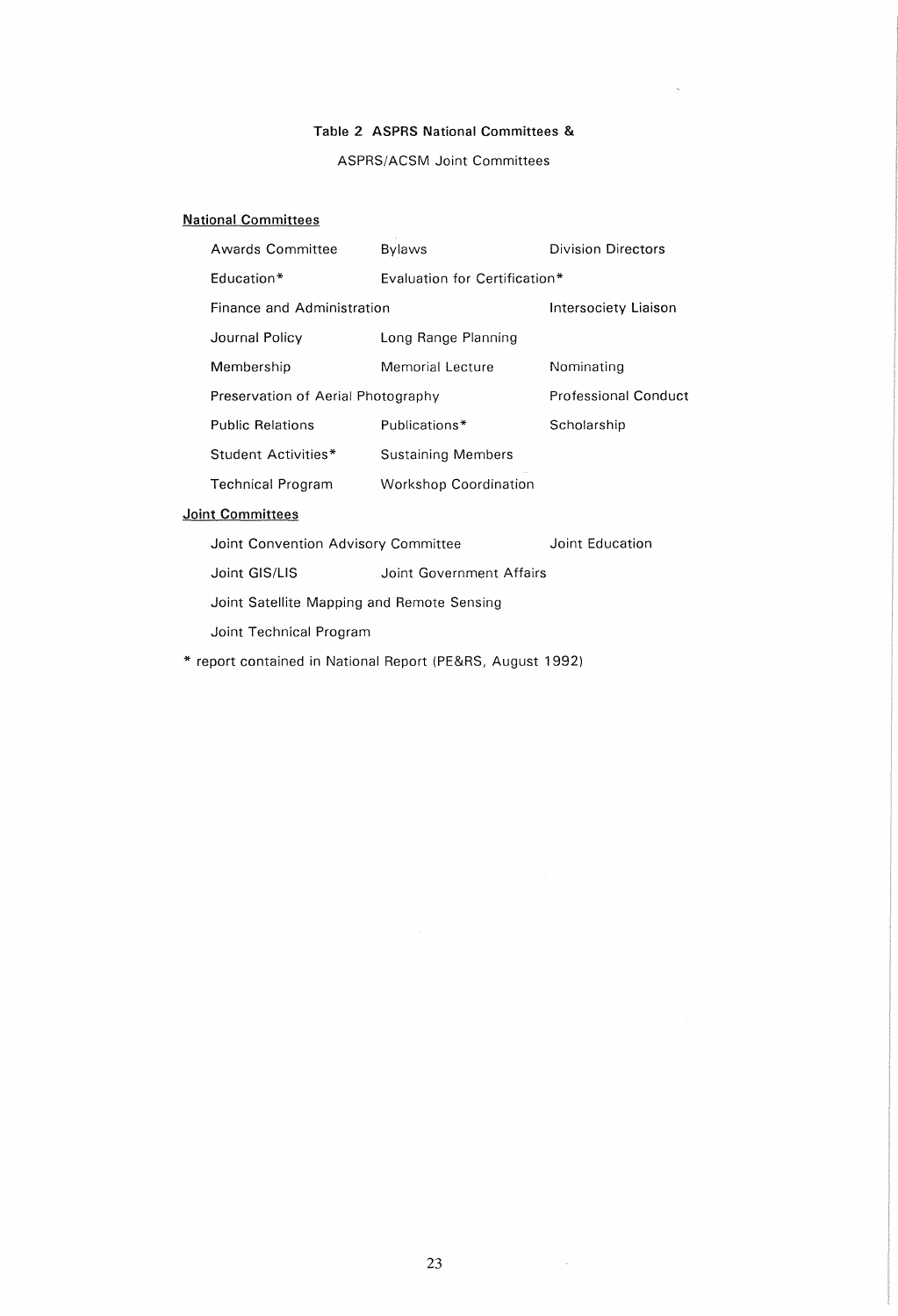**Table 2 ASPRS National Committees &**

ASPRS/ACSM Joint Committees

**National Committees**

| | | |
|---|---|---|
| Awards Committee | Bylaws | Division Directors |
| Education* | Evaluation for Certification* | |
| Finance and Administration | | Intersociety Liaison |
| Journal Policy | Long Range Planning | |
| Membership | Memorial Lecture | Nominating |
| Preservation of Aerial Photography | | Professional Conduct |
| Public Relations | Publications* | Scholarship |
| Student Activities* | Sustaining Members | |
| Technical Program | Workshop Coordination | |

**Joint Committees**

| | | |
|---|---|---|
| Joint Convention Advisory Committee | | Joint Education |
| Joint GIS/LIS | Joint Government Affairs | |
| Joint Satellite Mapping and Remote Sensing | | |
| Joint Technical Program | | |

\* report contained in National Report (PE&RS, August 1992)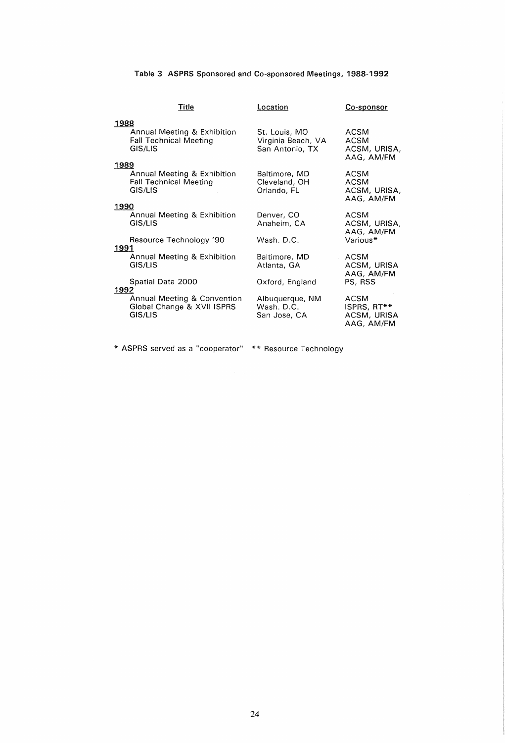**Table 3 ASPRS Sponsored and Co-sponsored Meetings, 1988-1992**

| Title | Location | Co-sponsor |
|---|---|---|
| **1988** | | |
| Annual Meeting & Exhibition | St. Louis, MO | ACSM |
| Fall Technical Meeting | Virginia Beach, VA | ACSM |
| GIS/LIS | San Antonio, TX | ACSM, URISA, AAG, AM/FM |
| **1989** | | |
| Annual Meeting & Exhibition | Baltimore, MD | ACSM |
| Fall Technical Meeting | Cleveland, OH | ACSM |
| GIS/LIS | Orlando, FL | ACSM, URISA, AAG, AM/FM |
| **1990** | | |
| Annual Meeting & Exhibition | Denver, CO | ACSM |
| GIS/LIS | Anaheim, CA | ACSM, URISA, AAG, AM/FM |
| Resource Technology '90 | Wash. D.C. | Various* |
| **1991** | | |
| Annual Meeting & Exhibition | Baltimore, MD | ACSM |
| GIS/LIS | Atlanta, GA | ACSM, URISA AAG, AM/FM |
| Spatial Data 2000 | Oxford, England | PS, RSS |
| **1992** | | |
| Annual Meeting & Convention | Albuquerque, NM | ACSM |
| Global Change & XVII ISPRS | Wash. D.C. | ISPRS, RT** |
| GIS/LIS | San Jose, CA | ACSM, URISA AAG, AM/FM |

* ASPRS served as a "cooperator" ** Resource Technology